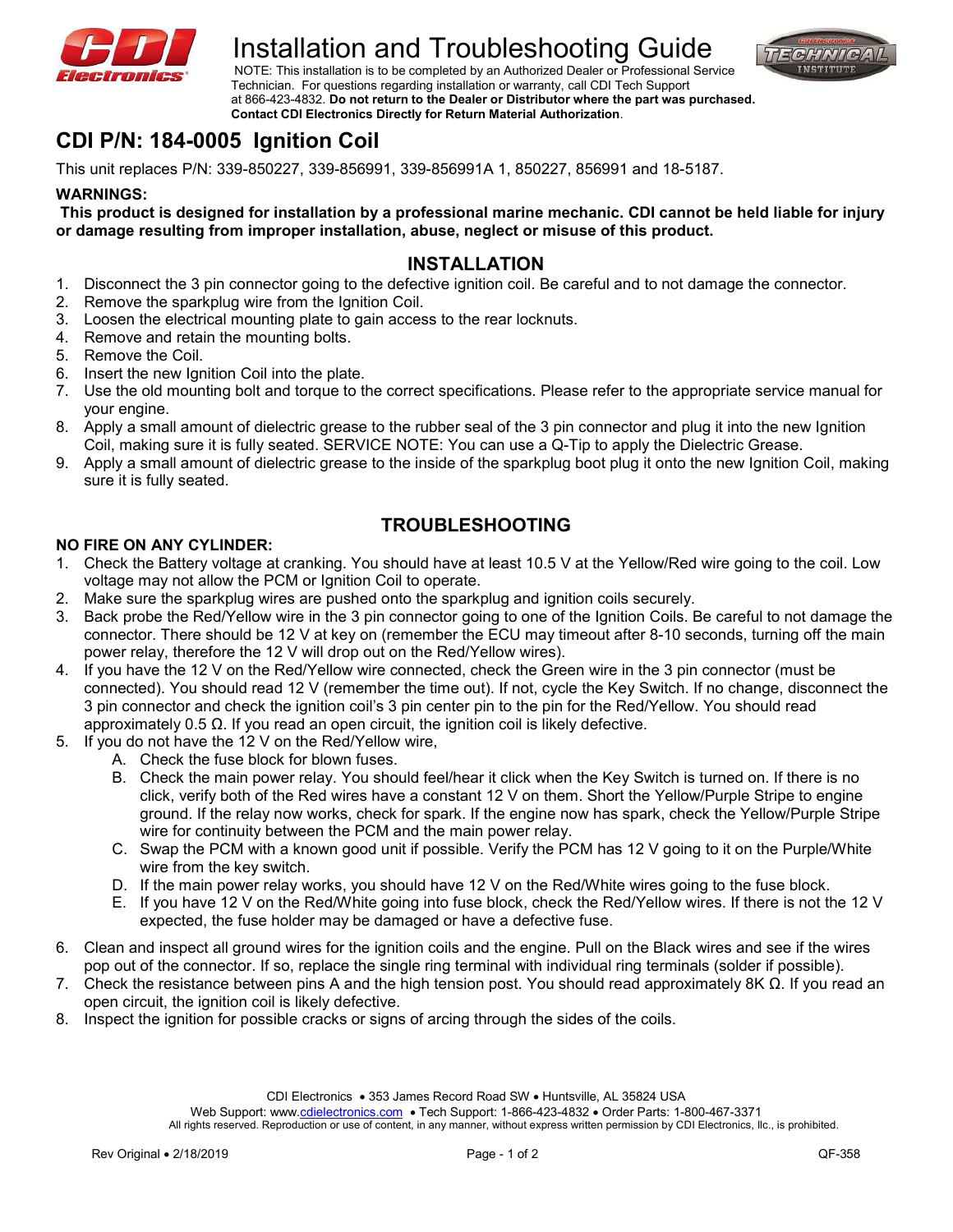# Installation and Troubleshooting Guide

NOTE: This installation is to be completed by an Authorized Dealer or Professional Service Technician. For questions regarding installation or warranty, call CDI Tech Support at 866-423-4832. **Do not return to the Dealer or Distributor where the part was purchased. Contact CDI Electronics Directly for Return Material Authorization**.

## CDI P/N: 184-0005 Ignition Coil

This unit replaces P/N: 339-850227, 339-856991, 339-856991A 1, 850227, 856991 and 18-5187.

**WARNINGS:**

**This product is designed for installation by a professional marine mechanic. CDI cannot be held liable for injury or damage resulting from improper installation, abuse, neglect or misuse of this product.**

### INSTALLATION

1. Disconnect the 3 pin connector going to the defective ignition coil. Be careful and to not damage the connector.
2. Remove the sparkplug wire from the Ignition Coil.
3. Loosen the electrical mounting plate to gain access to the rear locknuts.
4. Remove and retain the mounting bolts.
5. Remove the Coil.
6. Insert the new Ignition Coil into the plate.
7. Use the old mounting bolt and torque to the correct specifications. Please refer to the appropriate service manual for your engine.
8. Apply a small amount of dielectric grease to the rubber seal of the 3 pin connector and plug it into the new Ignition Coil, making sure it is fully seated. SERVICE NOTE: You can use a Q-Tip to apply the Dielectric Grease.
9. Apply a small amount of dielectric grease to the inside of the sparkplug boot plug it onto the new Ignition Coil, making sure it is fully seated.

### TROUBLESHOOTING

**NO FIRE ON ANY CYLINDER:**

1. Check the Battery voltage at cranking. You should have at least 10.5 V at the Yellow/Red wire going to the coil. Low voltage may not allow the PCM or Ignition Coil to operate.
2. Make sure the sparkplug wires are pushed onto the sparkplug and ignition coils securely.
3. Back probe the Red/Yellow wire in the 3 pin connector going to one of the Ignition Coils. Be careful to not damage the connector. There should be 12 V at key on (remember the ECU may timeout after 8-10 seconds, turning off the main power relay, therefore the 12 V will drop out on the Red/Yellow wires).
4. If you have the 12 V on the Red/Yellow wire connected, check the Green wire in the 3 pin connector (must be connected). You should read 12 V (remember the time out). If not, cycle the Key Switch. If no change, disconnect the 3 pin connector and check the ignition coil's 3 pin center pin to the pin for the Red/Yellow. You should read approximately 0.5 Ω. If you read an open circuit, the ignition coil is likely defective.
5. If you do not have the 12 V on the Red/Yellow wire,
   - A. Check the fuse block for blown fuses.
   - B. Check the main power relay. You should feel/hear it click when the Key Switch is turned on. If there is no click, verify both of the Red wires have a constant 12 V on them. Short the Yellow/Purple Stripe to engine ground. If the relay now works, check for spark. If the engine now has spark, check the Yellow/Purple Stripe wire for continuity between the PCM and the main power relay.
   - C. Swap the PCM with a known good unit if possible. Verify the PCM has 12 V going to it on the Purple/White wire from the key switch.
   - D. If the main power relay works, you should have 12 V on the Red/White wires going to the fuse block.
   - E. If you have 12 V on the Red/White going into fuse block, check the Red/Yellow wires. If there is not the 12 V expected, the fuse holder may be damaged or have a defective fuse.
6. Clean and inspect all ground wires for the ignition coils and the engine. Pull on the Black wires and see if the wires pop out of the connector. If so, replace the single ring terminal with individual ring terminals (solder if possible).
7. Check the resistance between pins A and the high tension post. You should read approximately 8K Ω. If you read an open circuit, the ignition coil is likely defective.
8. Inspect the ignition for possible cracks or signs of arcing through the sides of the coils.

CDI Electronics • 353 James Record Road SW • Huntsville, AL 35824 USA

Web Support: www.cdielectronics.com • Tech Support: 1-866-423-4832 • Order Parts: 1-800-467-3371

All rights reserved. Reproduction or use of content, in any manner, without express written permission by CDI Electronics, llc., is prohibited.

Rev Original • 2/18/2019 QF-358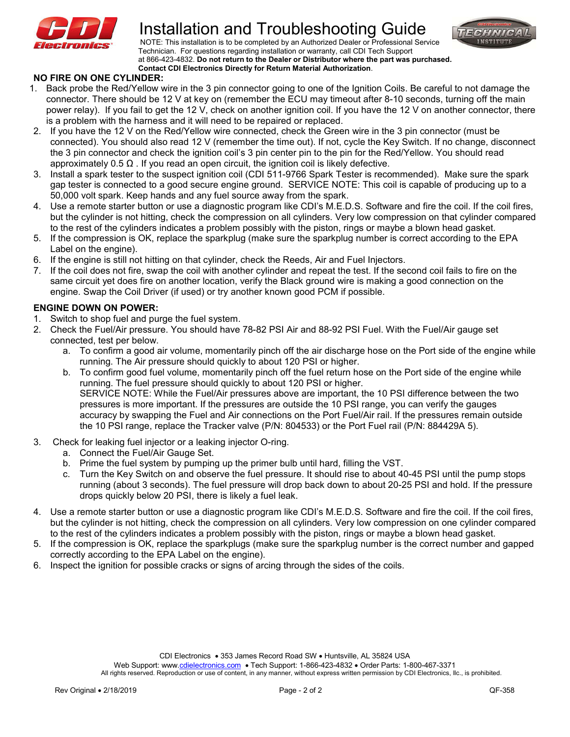# Installation and Troubleshooting Guide

NOTE: This installation is to be completed by an Authorized Dealer or Professional Service Technician. For questions regarding installation or warranty, call CDI Tech Support at 866-423-4832. **Do not return to the Dealer or Distributor where the part was purchased. Contact CDI Electronics Directly for Return Material Authorization**.

## NO FIRE ON ONE CYLINDER:

1. Back probe the Red/Yellow wire in the 3 pin connector going to one of the Ignition Coils. Be careful to not damage the connector. There should be 12 V at key on (remember the ECU may timeout after 8-10 seconds, turning off the main power relay). If you fail to get the 12 V, check on another ignition coil. If you have the 12 V on another connector, there is a problem with the harness and it will need to be repaired or replaced.
2. If you have the 12 V on the Red/Yellow wire connected, check the Green wire in the 3 pin connector (must be connected). You should also read 12 V (remember the time out). If not, cycle the Key Switch. If no change, disconnect the 3 pin connector and check the ignition coil's 3 pin center pin to the pin for the Red/Yellow. You should read approximately 0.5 Ω . If you read an open circuit, the ignition coil is likely defective.
3. Install a spark tester to the suspect ignition coil (CDI 511-9766 Spark Tester is recommended). Make sure the spark gap tester is connected to a good secure engine ground. SERVICE NOTE: This coil is capable of producing up to a 50,000 volt spark. Keep hands and any fuel source away from the spark.
4. Use a remote starter button or use a diagnostic program like CDI's M.E.D.S. Software and fire the coil. If the coil fires, but the cylinder is not hitting, check the compression on all cylinders. Very low compression on that cylinder compared to the rest of the cylinders indicates a problem possibly with the piston, rings or maybe a blown head gasket.
5. If the compression is OK, replace the sparkplug (make sure the sparkplug number is correct according to the EPA Label on the engine).
6. If the engine is still not hitting on that cylinder, check the Reeds, Air and Fuel Injectors.
7. If the coil does not fire, swap the coil with another cylinder and repeat the test. If the second coil fails to fire on the same circuit yet does fire on another location, verify the Black ground wire is making a good connection on the engine. Swap the Coil Driver (if used) or try another known good PCM if possible.

## ENGINE DOWN ON POWER:

1. Switch to shop fuel and purge the fuel system.
2. Check the Fuel/Air pressure. You should have 78-82 PSI Air and 88-92 PSI Fuel. With the Fuel/Air gauge set connected, test per below.
   a. To confirm a good air volume, momentarily pinch off the air discharge hose on the Port side of the engine while running. The Air pressure should quickly to about 120 PSI or higher.
   b. To confirm good fuel volume, momentarily pinch off the fuel return hose on the Port side of the engine while running. The fuel pressure should quickly to about 120 PSI or higher.
   SERVICE NOTE: While the Fuel/Air pressures above are important, the 10 PSI difference between the two pressures is more important. If the pressures are outside the 10 PSI range, you can verify the gauges accuracy by swapping the Fuel and Air connections on the Port Fuel/Air rail. If the pressures remain outside the 10 PSI range, replace the Tracker valve (P/N: 804533) or the Port Fuel rail (P/N: 884429A 5).
3. Check for leaking fuel injector or a leaking injector O-ring.
   a. Connect the Fuel/Air Gauge Set.
   b. Prime the fuel system by pumping up the primer bulb until hard, filling the VST.
   c. Turn the Key Switch on and observe the fuel pressure. It should rise to about 40-45 PSI until the pump stops running (about 3 seconds). The fuel pressure will drop back down to about 20-25 PSI and hold. If the pressure drops quickly below 20 PSI, there is likely a fuel leak.
4. Use a remote starter button or use a diagnostic program like CDI's M.E.D.S. Software and fire the coil. If the coil fires, but the cylinder is not hitting, check the compression on all cylinders. Very low compression on one cylinder compared to the rest of the cylinders indicates a problem possibly with the piston, rings or maybe a blown head gasket.
5. If the compression is OK, replace the sparkplugs (make sure the sparkplug number is the correct number and gapped correctly according to the EPA Label on the engine).
6. Inspect the ignition for possible cracks or signs of arcing through the sides of the coils.

CDI Electronics • 353 James Record Road SW • Huntsville, AL 35824 USA
Web Support: www.cdielectronics.com • Tech Support: 1-866-423-4832 • Order Parts: 1-800-467-3371
All rights reserved. Reproduction or use of content, in any manner, without express written permission by CDI Electronics, llc., is prohibited.

Rev Original • 2/18/2019 QF-358